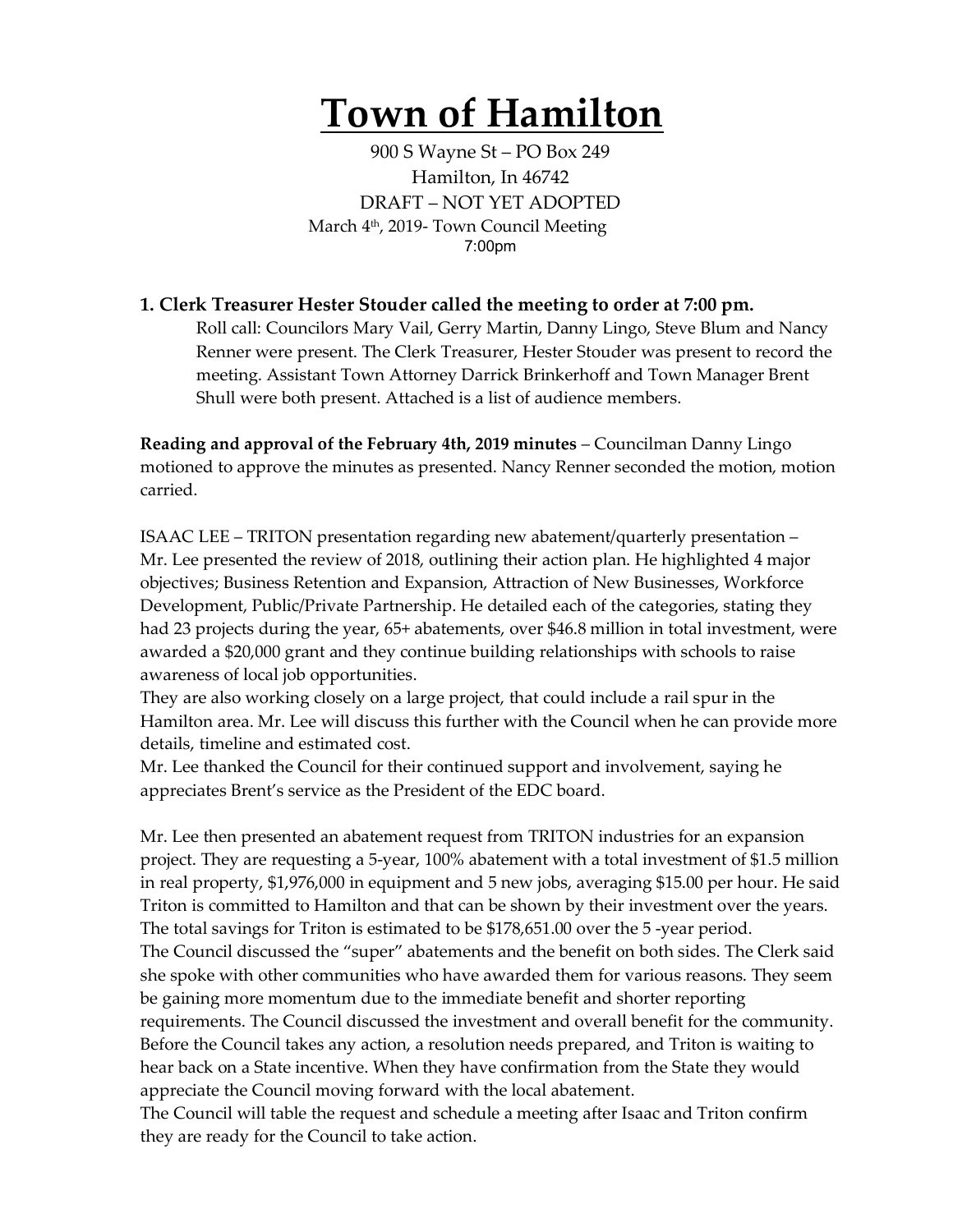# Town of Hamilton

900 S Wayne St – PO Box 249
Hamilton, In 46742
DRAFT – NOT YET ADOPTED
March 4th, 2019- Town Council Meeting
7:00pm

**1. Clerk Treasurer Hester Stouder called the meeting to order at 7:00 pm.**

Roll call: Councilors Mary Vail, Gerry Martin, Danny Lingo, Steve Blum and Nancy Renner were present. The Clerk Treasurer, Hester Stouder was present to record the meeting. Assistant Town Attorney Darrick Brinkerhoff and Town Manager Brent Shull were both present. Attached is a list of audience members.

**Reading and approval of the February 4th, 2019 minutes** – Councilman Danny Lingo motioned to approve the minutes as presented. Nancy Renner seconded the motion, motion carried.

ISAAC LEE – TRITON presentation regarding new abatement/quarterly presentation – Mr. Lee presented the review of 2018, outlining their action plan. He highlighted 4 major objectives; Business Retention and Expansion, Attraction of New Businesses, Workforce Development, Public/Private Partnership. He detailed each of the categories, stating they had 23 projects during the year, 65+ abatements, over $46.8 million in total investment, were awarded a $20,000 grant and they continue building relationships with schools to raise awareness of local job opportunities.

They are also working closely on a large project, that could include a rail spur in the Hamilton area. Mr. Lee will discuss this further with the Council when he can provide more details, timeline and estimated cost.

Mr. Lee thanked the Council for their continued support and involvement, saying he appreciates Brent's service as the President of the EDC board.

Mr. Lee then presented an abatement request from TRITON industries for an expansion project. They are requesting a 5-year, 100% abatement with a total investment of $1.5 million in real property, $1,976,000 in equipment and 5 new jobs, averaging $15.00 per hour. He said Triton is committed to Hamilton and that can be shown by their investment over the years. The total savings for Triton is estimated to be $178,651.00 over the 5 -year period.

The Council discussed the "super" abatements and the benefit on both sides. The Clerk said she spoke with other communities who have awarded them for various reasons. They seem be gaining more momentum due to the immediate benefit and shorter reporting requirements. The Council discussed the investment and overall benefit for the community. Before the Council takes any action, a resolution needs prepared, and Triton is waiting to hear back on a State incentive. When they have confirmation from the State they would appreciate the Council moving forward with the local abatement.

The Council will table the request and schedule a meeting after Isaac and Triton confirm they are ready for the Council to take action.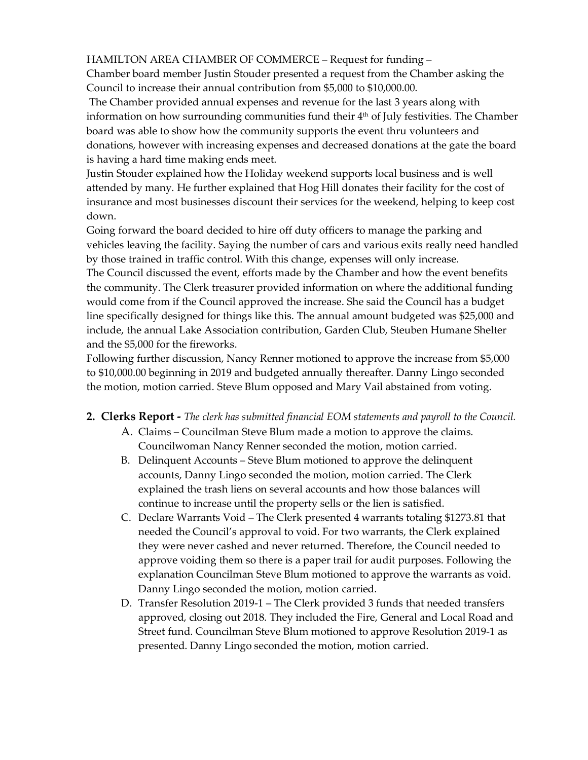HAMILTON AREA CHAMBER OF COMMERCE – Request for funding –

Chamber board member Justin Stouder presented a request from the Chamber asking the Council to increase their annual contribution from $5,000 to $10,000.00.

The Chamber provided annual expenses and revenue for the last 3 years along with information on how surrounding communities fund their 4th of July festivities. The Chamber board was able to show how the community supports the event thru volunteers and donations, however with increasing expenses and decreased donations at the gate the board is having a hard time making ends meet.

Justin Stouder explained how the Holiday weekend supports local business and is well attended by many. He further explained that Hog Hill donates their facility for the cost of insurance and most businesses discount their services for the weekend, helping to keep cost down.

Going forward the board decided to hire off duty officers to manage the parking and vehicles leaving the facility. Saying the number of cars and various exits really need handled by those trained in traffic control. With this change, expenses will only increase.

The Council discussed the event, efforts made by the Chamber and how the event benefits the community. The Clerk treasurer provided information on where the additional funding would come from if the Council approved the increase. She said the Council has a budget line specifically designed for things like this. The annual amount budgeted was $25,000 and include, the annual Lake Association contribution, Garden Club, Steuben Humane Shelter and the $5,000 for the fireworks.

Following further discussion, Nancy Renner motioned to approve the increase from $5,000 to $10,000.00 beginning in 2019 and budgeted annually thereafter. Danny Lingo seconded the motion, motion carried. Steve Blum opposed and Mary Vail abstained from voting.

2. **Clerks Report -** *The clerk has submitted financial EOM statements and payroll to the Council.*
   A. Claims – Councilman Steve Blum made a motion to approve the claims. Councilwoman Nancy Renner seconded the motion, motion carried.
   B. Delinquent Accounts – Steve Blum motioned to approve the delinquent accounts, Danny Lingo seconded the motion, motion carried. The Clerk explained the trash liens on several accounts and how those balances will continue to increase until the property sells or the lien is satisfied.
   C. Declare Warrants Void – The Clerk presented 4 warrants totaling $1273.81 that needed the Council's approval to void. For two warrants, the Clerk explained they were never cashed and never returned. Therefore, the Council needed to approve voiding them so there is a paper trail for audit purposes. Following the explanation Councilman Steve Blum motioned to approve the warrants as void. Danny Lingo seconded the motion, motion carried.
   D. Transfer Resolution 2019-1 – The Clerk provided 3 funds that needed transfers approved, closing out 2018. They included the Fire, General and Local Road and Street fund. Councilman Steve Blum motioned to approve Resolution 2019-1 as presented. Danny Lingo seconded the motion, motion carried.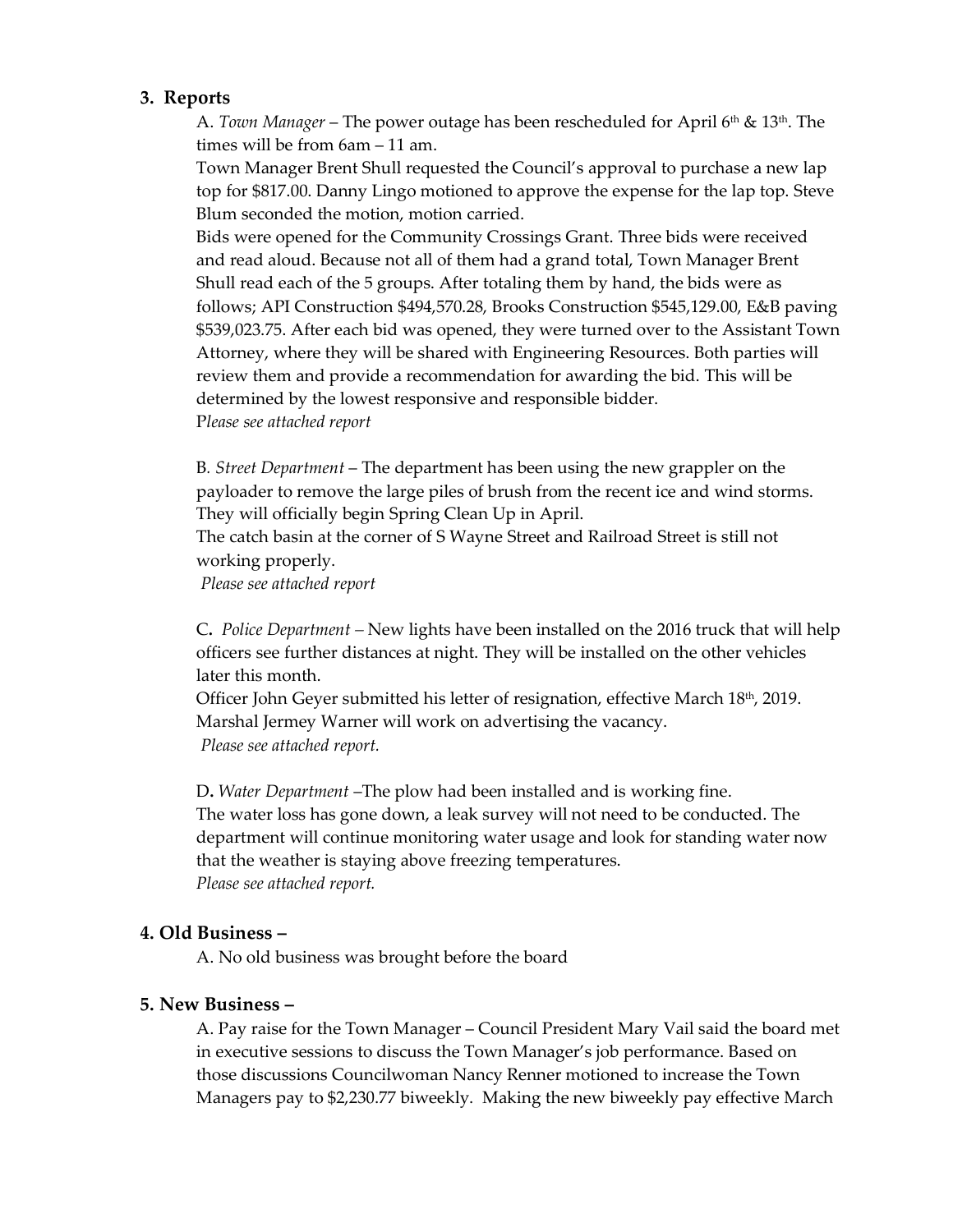## 3. Reports

A. *Town Manager* – The power outage has been rescheduled for April 6th & 13th. The times will be from 6am – 11 am.

Town Manager Brent Shull requested the Council's approval to purchase a new lap top for $817.00. Danny Lingo motioned to approve the expense for the lap top. Steve Blum seconded the motion, motion carried.

Bids were opened for the Community Crossings Grant. Three bids were received and read aloud. Because not all of them had a grand total, Town Manager Brent Shull read each of the 5 groups. After totaling them by hand, the bids were as follows; API Construction $494,570.28, Brooks Construction $545,129.00, E&B paving $539,023.75. After each bid was opened, they were turned over to the Assistant Town Attorney, where they will be shared with Engineering Resources. Both parties will review them and provide a recommendation for awarding the bid. This will be determined by the lowest responsive and responsible bidder.

*Please see attached report*

B. *Street Department* – The department has been using the new grappler on the payloader to remove the large piles of brush from the recent ice and wind storms. They will officially begin Spring Clean Up in April.

The catch basin at the corner of S Wayne Street and Railroad Street is still not working properly.

*Please see attached report*

C. *Police Department* – New lights have been installed on the 2016 truck that will help officers see further distances at night. They will be installed on the other vehicles later this month.

Officer John Geyer submitted his letter of resignation, effective March 18th, 2019. Marshal Jermey Warner will work on advertising the vacancy.

*Please see attached report.*

D. *Water Department* –The plow had been installed and is working fine.

The water loss has gone down, a leak survey will not need to be conducted. The department will continue monitoring water usage and look for standing water now that the weather is staying above freezing temperatures.

*Please see attached report.*

## 4. Old Business –

A. No old business was brought before the board

## 5. New Business –

A. Pay raise for the Town Manager – Council President Mary Vail said the board met in executive sessions to discuss the Town Manager's job performance. Based on those discussions Councilwoman Nancy Renner motioned to increase the Town Managers pay to $2,230.77 biweekly. Making the new biweekly pay effective March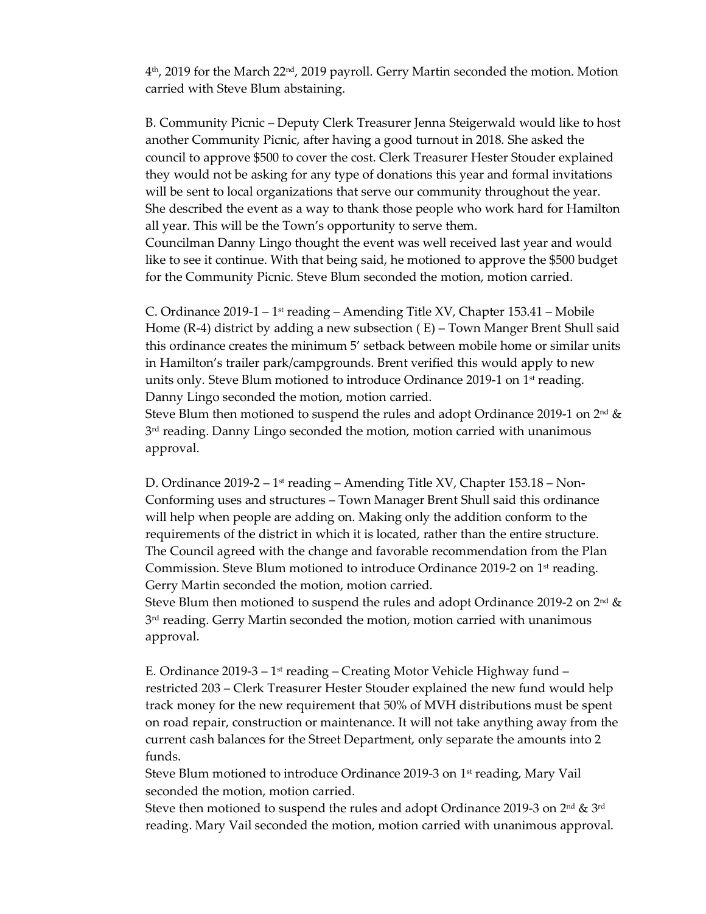4th, 2019 for the March 22nd, 2019 payroll. Gerry Martin seconded the motion. Motion carried with Steve Blum abstaining.

B. Community Picnic – Deputy Clerk Treasurer Jenna Steigerwald would like to host another Community Picnic, after having a good turnout in 2018. She asked the council to approve $500 to cover the cost. Clerk Treasurer Hester Stouder explained they would not be asking for any type of donations this year and formal invitations will be sent to local organizations that serve our community throughout the year. She described the event as a way to thank those people who work hard for Hamilton all year. This will be the Town's opportunity to serve them.
Councilman Danny Lingo thought the event was well received last year and would like to see it continue. With that being said, he motioned to approve the $500 budget for the Community Picnic. Steve Blum seconded the motion, motion carried.

C. Ordinance 2019-1 – 1st reading – Amending Title XV, Chapter 153.41 – Mobile Home (R-4) district by adding a new subsection ( E) – Town Manger Brent Shull said this ordinance creates the minimum 5' setback between mobile home or similar units in Hamilton's trailer park/campgrounds. Brent verified this would apply to new units only. Steve Blum motioned to introduce Ordinance 2019-1 on 1st reading. Danny Lingo seconded the motion, motion carried.
Steve Blum then motioned to suspend the rules and adopt Ordinance 2019-1 on 2nd & 3rd reading. Danny Lingo seconded the motion, motion carried with unanimous approval.

D. Ordinance 2019-2 – 1st reading – Amending Title XV, Chapter 153.18 – Non-Conforming uses and structures – Town Manager Brent Shull said this ordinance will help when people are adding on. Making only the addition conform to the requirements of the district in which it is located, rather than the entire structure. The Council agreed with the change and favorable recommendation from the Plan Commission. Steve Blum motioned to introduce Ordinance 2019-2 on 1st reading. Gerry Martin seconded the motion, motion carried.
Steve Blum then motioned to suspend the rules and adopt Ordinance 2019-2 on 2nd & 3rd reading. Gerry Martin seconded the motion, motion carried with unanimous approval.

E. Ordinance 2019-3 – 1st reading – Creating Motor Vehicle Highway fund – restricted 203 – Clerk Treasurer Hester Stouder explained the new fund would help track money for the new requirement that 50% of MVH distributions must be spent on road repair, construction or maintenance. It will not take anything away from the current cash balances for the Street Department, only separate the amounts into 2 funds.
Steve Blum motioned to introduce Ordinance 2019-3 on 1st reading, Mary Vail seconded the motion, motion carried.
Steve then motioned to suspend the rules and adopt Ordinance 2019-3 on 2nd & 3rd reading. Mary Vail seconded the motion, motion carried with unanimous approval.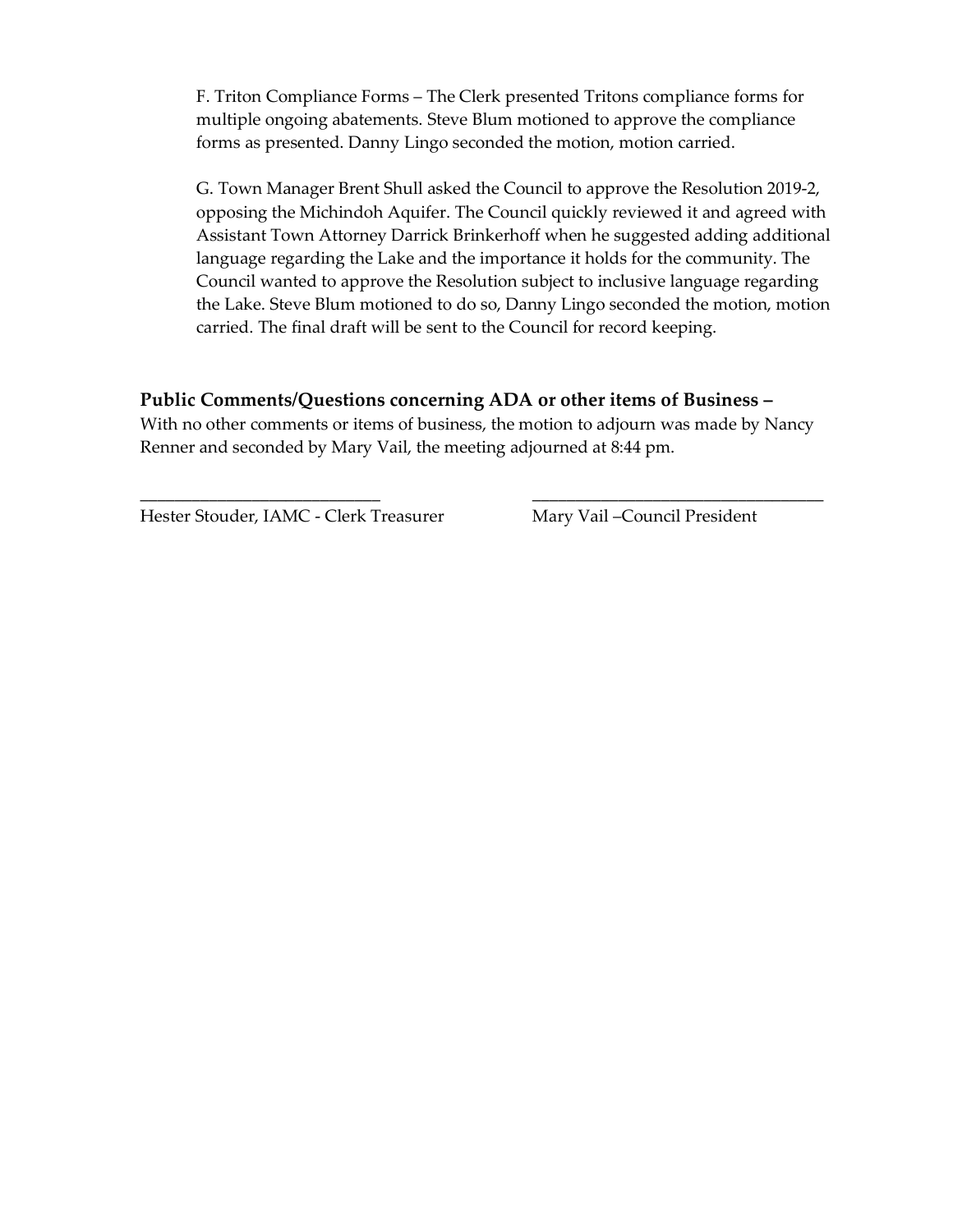F. Triton Compliance Forms – The Clerk presented Tritons compliance forms for multiple ongoing abatements. Steve Blum motioned to approve the compliance forms as presented. Danny Lingo seconded the motion, motion carried.

G. Town Manager Brent Shull asked the Council to approve the Resolution 2019-2, opposing the Michindoh Aquifer. The Council quickly reviewed it and agreed with Assistant Town Attorney Darrick Brinkerhoff when he suggested adding additional language regarding the Lake and the importance it holds for the community. The Council wanted to approve the Resolution subject to inclusive language regarding the Lake. Steve Blum motioned to do so, Danny Lingo seconded the motion, motion carried. The final draft will be sent to the Council for record keeping.

**Public Comments/Questions concerning ADA or other items of Business –**
With no other comments or items of business, the motion to adjourn was made by Nancy Renner and seconded by Mary Vail, the meeting adjourned at 8:44 pm.

____________________________ ____________________________

Hester Stouder, IAMC - Clerk Treasurer    Mary Vail –Council President